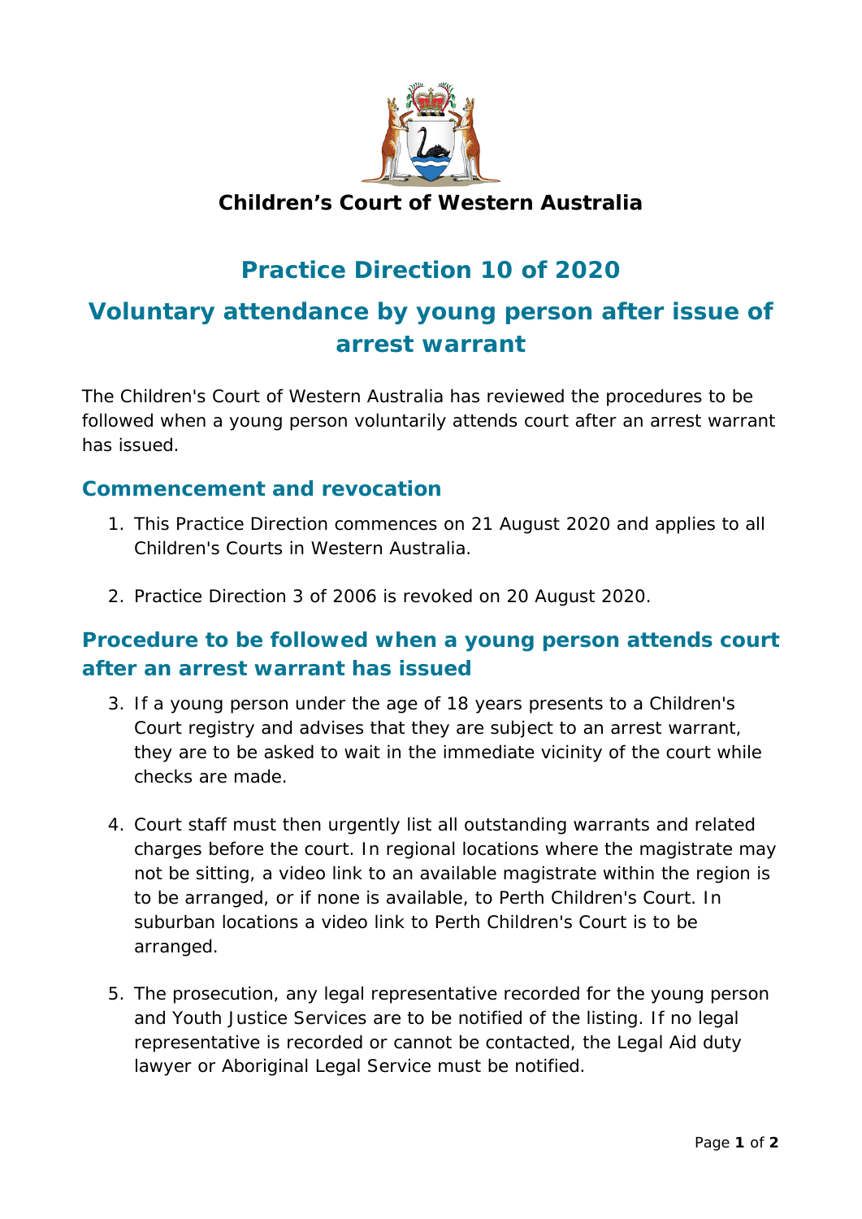**Children's Court of Western Australia**

# Practice Direction 10 of 2020

# Voluntary attendance by young person after issue of arrest warrant

The Children's Court of Western Australia has reviewed the procedures to be followed when a young person voluntarily attends court after an arrest warrant has issued.

## Commencement and revocation

1. This Practice Direction commences on 21 August 2020 and applies to all Children's Courts in Western Australia.

2. Practice Direction 3 of 2006 is revoked on 20 August 2020.

## Procedure to be followed when a young person attends court after an arrest warrant has issued

3. If a young person under the age of 18 years presents to a Children's Court registry and advises that they are subject to an arrest warrant, they are to be asked to wait in the immediate vicinity of the court while checks are made.

4. Court staff must then urgently list all outstanding warrants and related charges before the court. In regional locations where the magistrate may not be sitting, a video link to an available magistrate within the region is to be arranged, or if none is available, to Perth Children's Court. In suburban locations a video link to Perth Children's Court is to be arranged.

5. The prosecution, any legal representative recorded for the young person and Youth Justice Services are to be notified of the listing. If no legal representative is recorded or cannot be contacted, the Legal Aid duty lawyer or Aboriginal Legal Service must be notified.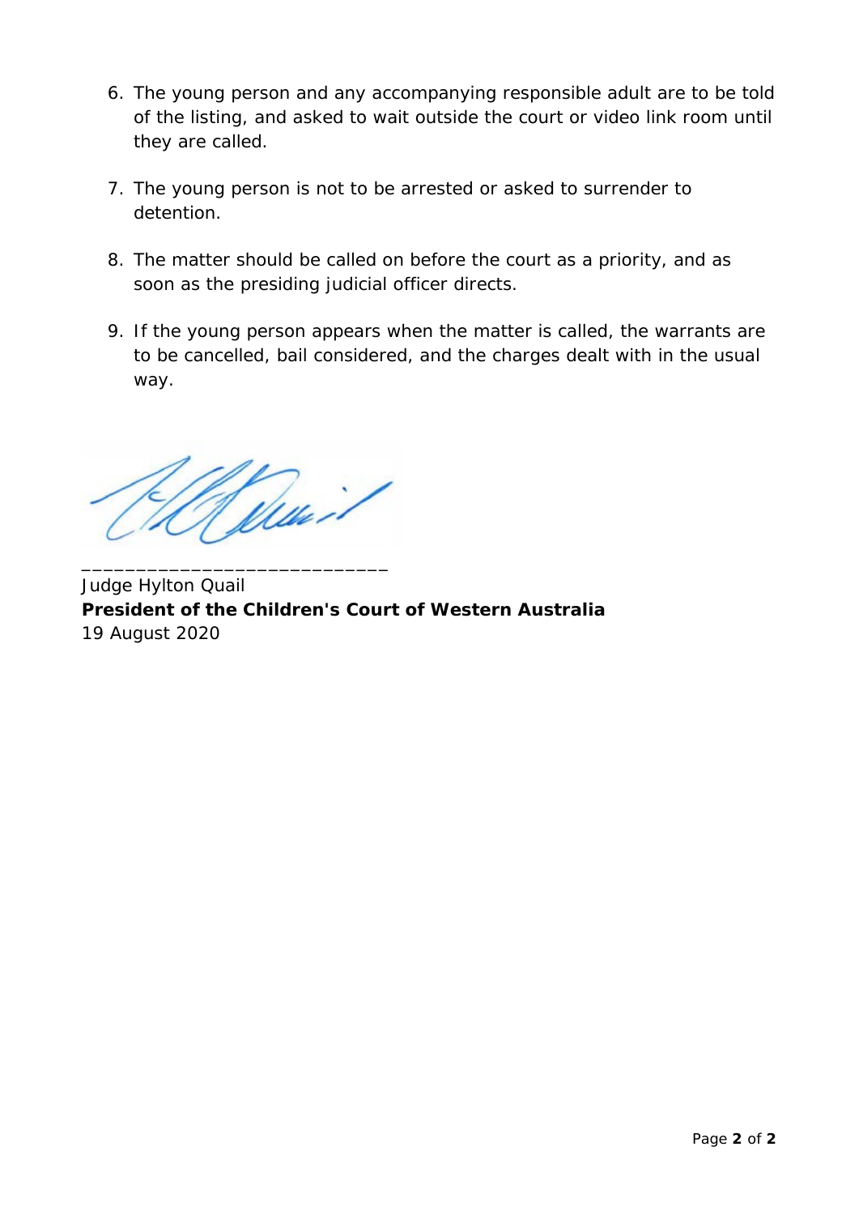6. The young person and any accompanying responsible adult are to be told of the listing, and asked to wait outside the court or video link room until they are called.

7. The young person is not to be arrested or asked to surrender to detention.

8. The matter should be called on before the court as a priority, and as soon as the presiding judicial officer directs.

9. If the young person appears when the matter is called, the warrants are to be cancelled, bail considered, and the charges dealt with in the usual way.

___________________________
Judge Hylton Quail
**President of the Children's Court of Western Australia**
19 August 2020